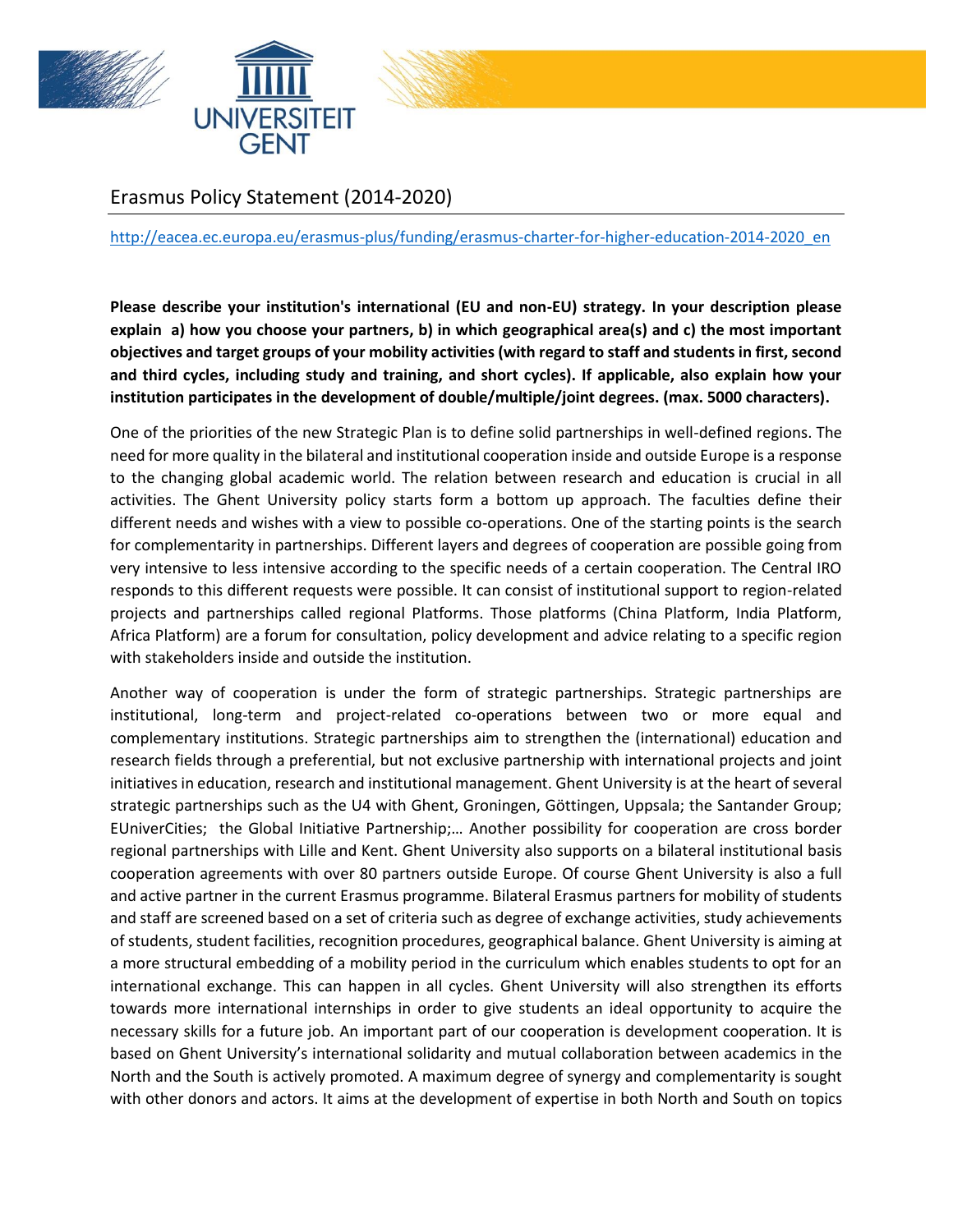# Erasmus Policy Statement (2014-2020)

http://eacea.ec.europa.eu/erasmus-plus/funding/erasmus-charter-for-higher-education-2014-2020_en

**Please describe your institution's international (EU and non-EU) strategy. In your description please explain a) how you choose your partners, b) in which geographical area(s) and c) the most important objectives and target groups of your mobility activities (with regard to staff and students in first, second and third cycles, including study and training, and short cycles). If applicable, also explain how your institution participates in the development of double/multiple/joint degrees. (max. 5000 characters).**

One of the priorities of the new Strategic Plan is to define solid partnerships in well-defined regions. The need for more quality in the bilateral and institutional cooperation inside and outside Europe is a response to the changing global academic world. The relation between research and education is crucial in all activities. The Ghent University policy starts form a bottom up approach. The faculties define their different needs and wishes with a view to possible co-operations. One of the starting points is the search for complementarity in partnerships. Different layers and degrees of cooperation are possible going from very intensive to less intensive according to the specific needs of a certain cooperation. The Central IRO responds to this different requests were possible. It can consist of institutional support to region-related projects and partnerships called regional Platforms. Those platforms (China Platform, India Platform, Africa Platform) are a forum for consultation, policy development and advice relating to a specific region with stakeholders inside and outside the institution.

Another way of cooperation is under the form of strategic partnerships. Strategic partnerships are institutional, long-term and project-related co-operations between two or more equal and complementary institutions. Strategic partnerships aim to strengthen the (international) education and research fields through a preferential, but not exclusive partnership with international projects and joint initiatives in education, research and institutional management. Ghent University is at the heart of several strategic partnerships such as the U4 with Ghent, Groningen, Göttingen, Uppsala; the Santander Group; EUniverCities; the Global Initiative Partnership;… Another possibility for cooperation are cross border regional partnerships with Lille and Kent. Ghent University also supports on a bilateral institutional basis cooperation agreements with over 80 partners outside Europe. Of course Ghent University is also a full and active partner in the current Erasmus programme. Bilateral Erasmus partners for mobility of students and staff are screened based on a set of criteria such as degree of exchange activities, study achievements of students, student facilities, recognition procedures, geographical balance. Ghent University is aiming at a more structural embedding of a mobility period in the curriculum which enables students to opt for an international exchange. This can happen in all cycles. Ghent University will also strengthen its efforts towards more international internships in order to give students an ideal opportunity to acquire the necessary skills for a future job. An important part of our cooperation is development cooperation. It is based on Ghent University's international solidarity and mutual collaboration between academics in the North and the South is actively promoted. A maximum degree of synergy and complementarity is sought with other donors and actors. It aims at the development of expertise in both North and South on topics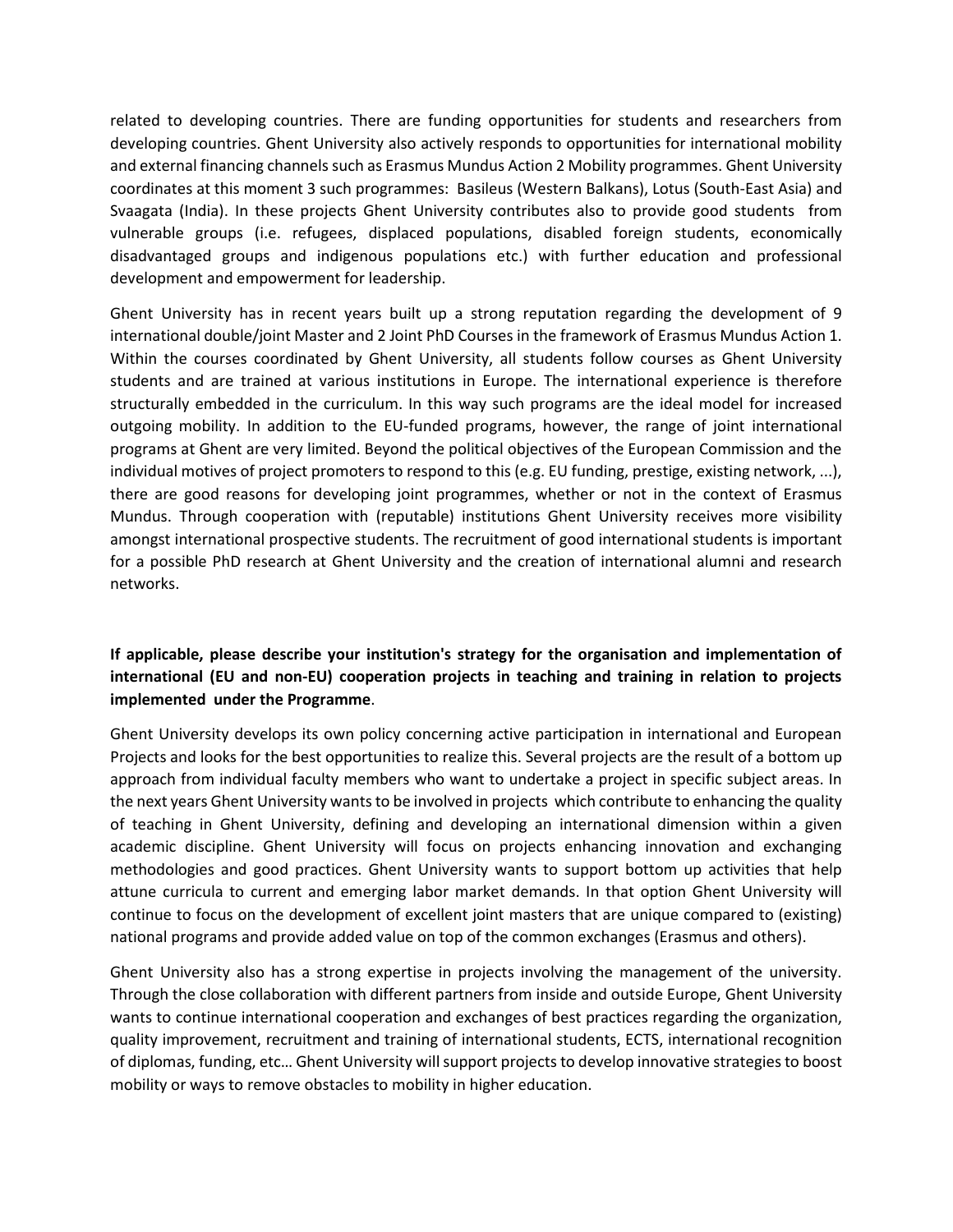related to developing countries. There are funding opportunities for students and researchers from developing countries. Ghent University also actively responds to opportunities for international mobility and external financing channels such as Erasmus Mundus Action 2 Mobility programmes. Ghent University coordinates at this moment 3 such programmes: Basileus (Western Balkans), Lotus (South-East Asia) and Svaagata (India). In these projects Ghent University contributes also to provide good students from vulnerable groups (i.e. refugees, displaced populations, disabled foreign students, economically disadvantaged groups and indigenous populations etc.) with further education and professional development and empowerment for leadership.

Ghent University has in recent years built up a strong reputation regarding the development of 9 international double/joint Master and 2 Joint PhD Courses in the framework of Erasmus Mundus Action 1. Within the courses coordinated by Ghent University, all students follow courses as Ghent University students and are trained at various institutions in Europe. The international experience is therefore structurally embedded in the curriculum. In this way such programs are the ideal model for increased outgoing mobility. In addition to the EU-funded programs, however, the range of joint international programs at Ghent are very limited. Beyond the political objectives of the European Commission and the individual motives of project promoters to respond to this (e.g. EU funding, prestige, existing network, ...), there are good reasons for developing joint programmes, whether or not in the context of Erasmus Mundus. Through cooperation with (reputable) institutions Ghent University receives more visibility amongst international prospective students. The recruitment of good international students is important for a possible PhD research at Ghent University and the creation of international alumni and research networks.

**If applicable, please describe your institution's strategy for the organisation and implementation of international (EU and non-EU) cooperation projects in teaching and training in relation to projects implemented under the Programme**.

Ghent University develops its own policy concerning active participation in international and European Projects and looks for the best opportunities to realize this. Several projects are the result of a bottom up approach from individual faculty members who want to undertake a project in specific subject areas. In the next years Ghent University wants to be involved in projects which contribute to enhancing the quality of teaching in Ghent University, defining and developing an international dimension within a given academic discipline. Ghent University will focus on projects enhancing innovation and exchanging methodologies and good practices. Ghent University wants to support bottom up activities that help attune curricula to current and emerging labor market demands. In that option Ghent University will continue to focus on the development of excellent joint masters that are unique compared to (existing) national programs and provide added value on top of the common exchanges (Erasmus and others).

Ghent University also has a strong expertise in projects involving the management of the university. Through the close collaboration with different partners from inside and outside Europe, Ghent University wants to continue international cooperation and exchanges of best practices regarding the organization, quality improvement, recruitment and training of international students, ECTS, international recognition of diplomas, funding, etc… Ghent University will support projects to develop innovative strategies to boost mobility or ways to remove obstacles to mobility in higher education.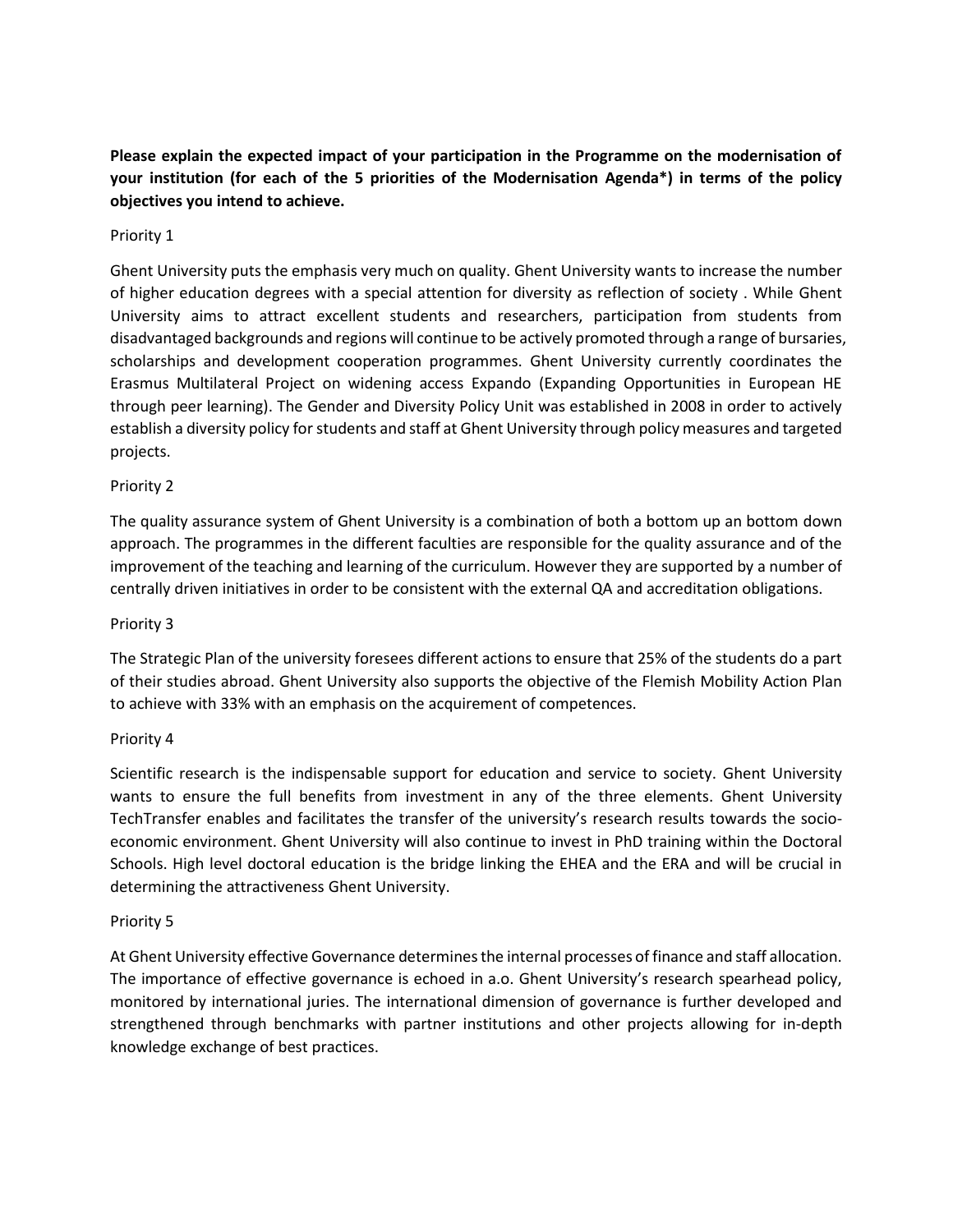**Please explain the expected impact of your participation in the Programme on the modernisation of your institution (for each of the 5 priorities of the Modernisation Agenda*) in terms of the policy objectives you intend to achieve.**

Priority 1

Ghent University puts the emphasis very much on quality. Ghent University wants to increase the number of higher education degrees with a special attention for diversity as reflection of society . While Ghent University aims to attract excellent students and researchers, participation from students from disadvantaged backgrounds and regions will continue to be actively promoted through a range of bursaries, scholarships and development cooperation programmes. Ghent University currently coordinates the Erasmus Multilateral Project on widening access Expando (Expanding Opportunities in European HE through peer learning). The Gender and Diversity Policy Unit was established in 2008 in order to actively establish a diversity policy for students and staff at Ghent University through policy measures and targeted projects.

Priority 2

The quality assurance system of Ghent University is a combination of both a bottom up an bottom down approach. The programmes in the different faculties are responsible for the quality assurance and of the improvement of the teaching and learning of the curriculum. However they are supported by a number of centrally driven initiatives in order to be consistent with the external QA and accreditation obligations.

Priority 3

The Strategic Plan of the university foresees different actions to ensure that 25% of the students do a part of their studies abroad. Ghent University also supports the objective of the Flemish Mobility Action Plan to achieve with 33% with an emphasis on the acquirement of competences.

Priority 4

Scientific research is the indispensable support for education and service to society. Ghent University wants to ensure the full benefits from investment in any of the three elements. Ghent University TechTransfer enables and facilitates the transfer of the university's research results towards the socio-economic environment. Ghent University will also continue to invest in PhD training within the Doctoral Schools. High level doctoral education is the bridge linking the EHEA and the ERA and will be crucial in determining the attractiveness Ghent University.

Priority 5

At Ghent University effective Governance determines the internal processes of finance and staff allocation. The importance of effective governance is echoed in a.o. Ghent University's research spearhead policy, monitored by international juries. The international dimension of governance is further developed and strengthened through benchmarks with partner institutions and other projects allowing for in-depth knowledge exchange of best practices.